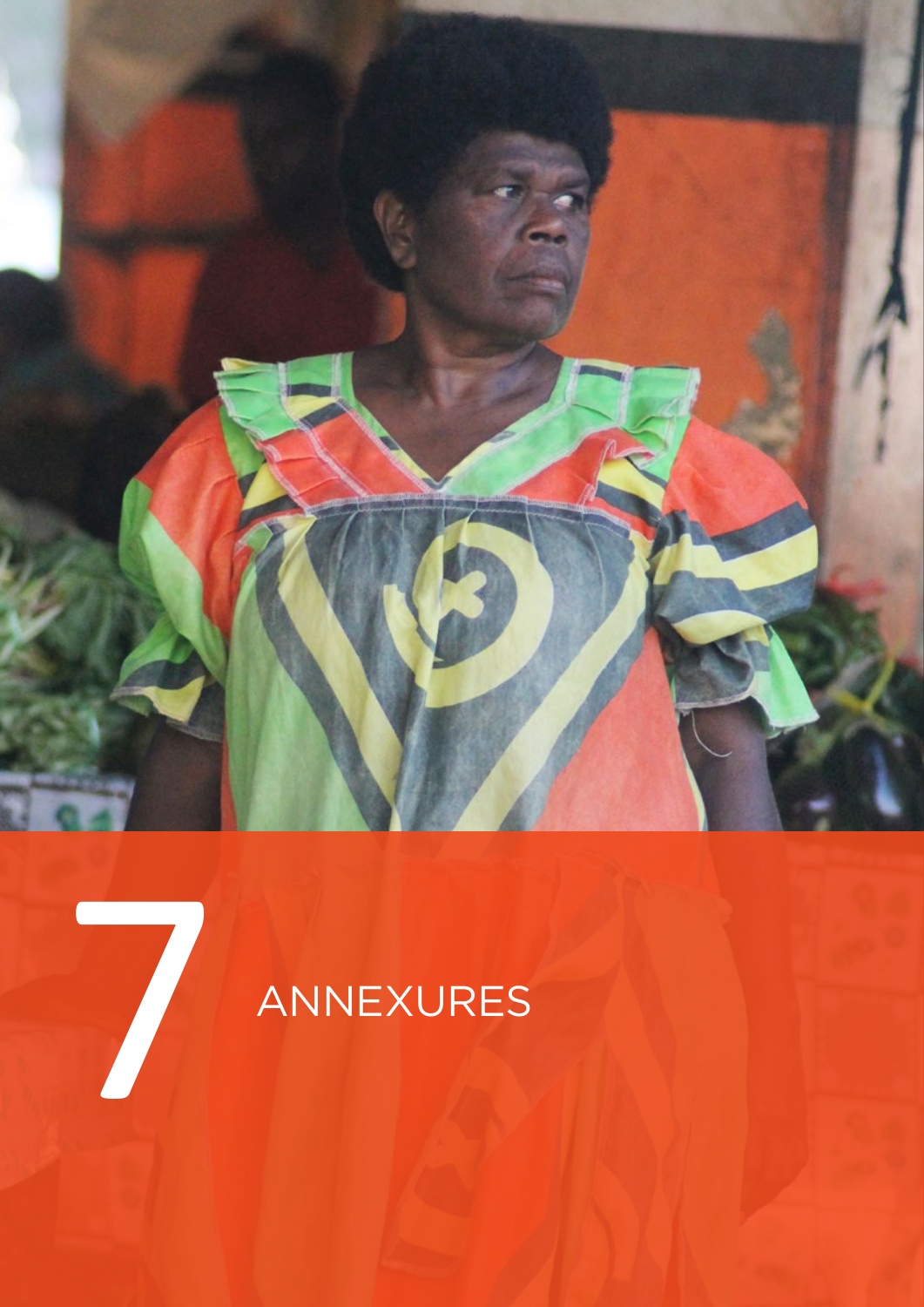# 7 ANNEXURES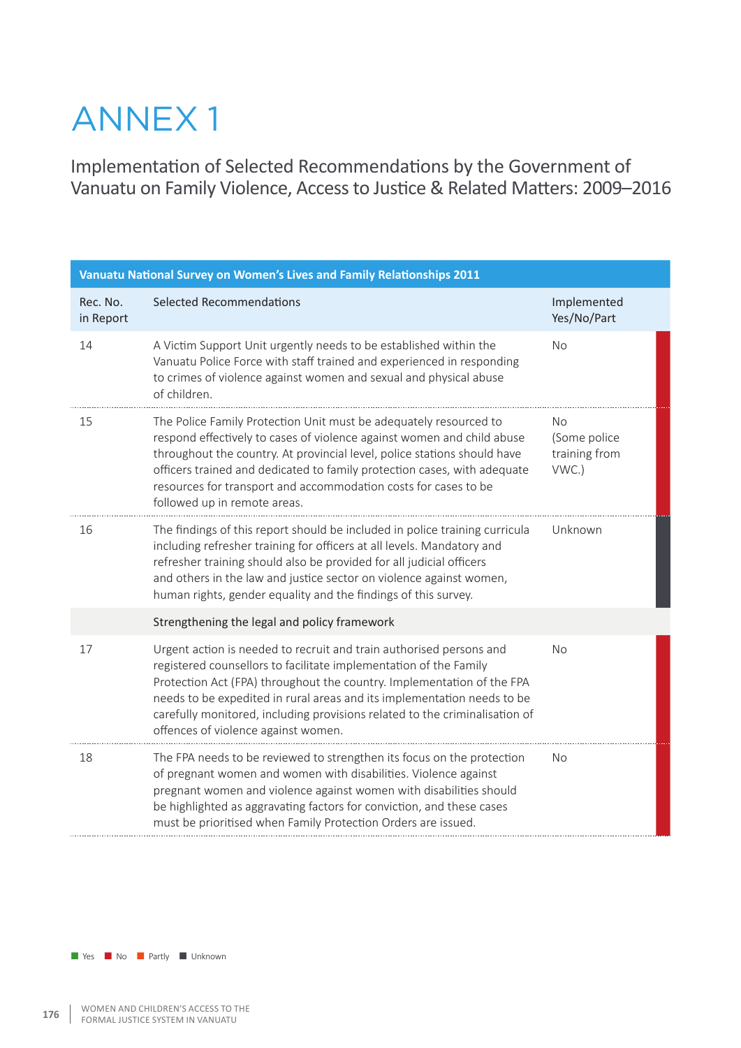# ANNEX 1

## Implementation of Selected Recommendations by the Government of Vanuatu on Family Violence, Access to Justice & Related Matters: 2009–2016

| Vanuatu National Survey on Women's Lives and Family Relationships 2011 | | |
|---|---|---|
| Rec. No. in Report | Selected Recommendations | Implemented Yes/No/Part |
| 14 | A Victim Support Unit urgently needs to be established within the Vanuatu Police Force with staff trained and experienced in responding to crimes of violence against women and sexual and physical abuse of children. | No |
| 15 | The Police Family Protection Unit must be adequately resourced to respond effectively to cases of violence against women and child abuse throughout the country. At provincial level, police stations should have officers trained and dedicated to family protection cases, with adequate resources for transport and accommodation costs for cases to be followed up in remote areas. | No (Some police training from VWC.) |
| 16 | The findings of this report should be included in police training curricula including refresher training for officers at all levels. Mandatory and refresher training should also be provided for all judicial officers and others in the law and justice sector on violence against women, human rights, gender equality and the findings of this survey. | Unknown |
| | Strengthening the legal and policy framework | |
| 17 | Urgent action is needed to recruit and train authorised persons and registered counsellors to facilitate implementation of the Family Protection Act (FPA) throughout the country. Implementation of the FPA needs to be expedited in rural areas and its implementation needs to be carefully monitored, including provisions related to the criminalisation of offences of violence against women. | No |
| 18 | The FPA needs to be reviewed to strengthen its focus on the protection of pregnant women and women with disabilities. Violence against pregnant women and violence against women with disabilities should be highlighted as aggravating factors for conviction, and these cases must be prioritised when Family Protection Orders are issued. | No |

Yes ■ No ■ Partly ■ Unknown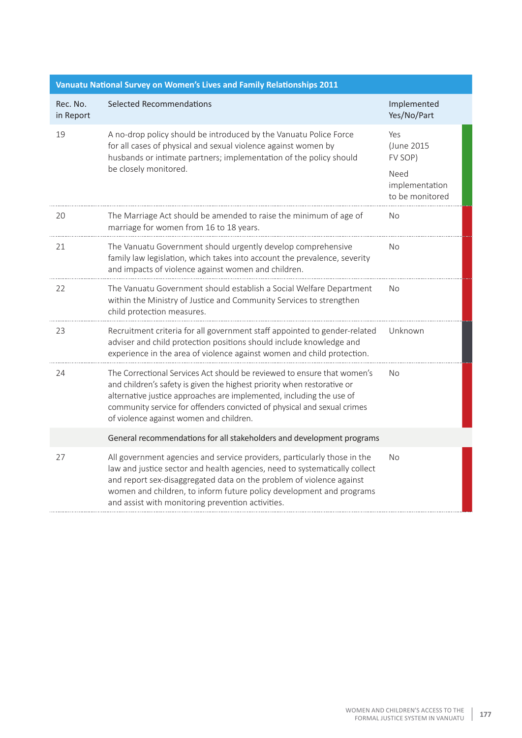| Vanuatu National Survey on Women's Lives and Family Relationships 2011 | | |
|---|---|---|
| Rec. No. in Report | Selected Recommendations | Implemented Yes/No/Part |
| 19 | A no-drop policy should be introduced by the Vanuatu Police Force for all cases of physical and sexual violence against women by husbands or intimate partners; implementation of the policy should be closely monitored. | Yes (June 2015 FV SOP) Need implementation to be monitored |
| 20 | The Marriage Act should be amended to raise the minimum of age of marriage for women from 16 to 18 years. | No |
| 21 | The Vanuatu Government should urgently develop comprehensive family law legislation, which takes into account the prevalence, severity and impacts of violence against women and children. | No |
| 22 | The Vanuatu Government should establish a Social Welfare Department within the Ministry of Justice and Community Services to strengthen child protection measures. | No |
| 23 | Recruitment criteria for all government staff appointed to gender-related adviser and child protection positions should include knowledge and experience in the area of violence against women and child protection. | Unknown |
| 24 | The Correctional Services Act should be reviewed to ensure that women's and children's safety is given the highest priority when restorative or alternative justice approaches are implemented, including the use of community service for offenders convicted of physical and sexual crimes of violence against women and children. | No |
| | General recommendations for all stakeholders and development programs | |
| 27 | All government agencies and service providers, particularly those in the law and justice sector and health agencies, need to systematically collect and report sex-disaggregated data on the problem of violence against women and children, to inform future policy development and programs and assist with monitoring prevention activities. | No |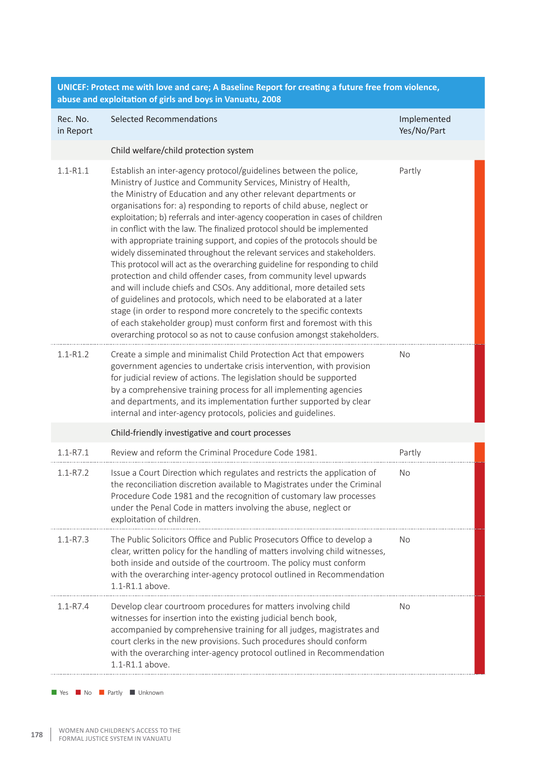| UNICEF: Protect me with love and care; A Baseline Report for creating a future free from violence, abuse and exploitation of girls and boys in Vanuatu, 2008 | | |
|---|---|---|
| Rec. No. in Report | Selected Recommendations | Implemented Yes/No/Part |
| | Child welfare/child protection system | |
| 1.1-R1.1 | Establish an inter-agency protocol/guidelines between the police, Ministry of Justice and Community Services, Ministry of Health, the Ministry of Education and any other relevant departments or organisations for: a) responding to reports of child abuse, neglect or exploitation; b) referrals and inter-agency cooperation in cases of children in conflict with the law. The finalized protocol should be implemented with appropriate training support, and copies of the protocols should be widely disseminated throughout the relevant services and stakeholders. This protocol will act as the overarching guideline for responding to child protection and child offender cases, from community level upwards and will include chiefs and CSOs. Any additional, more detailed sets of guidelines and protocols, which need to be elaborated at a later stage (in order to respond more concretely to the specific contexts of each stakeholder group) must conform first and foremost with this overarching protocol so as not to cause confusion amongst stakeholders. | Partly |
| 1.1-R1.2 | Create a simple and minimalist Child Protection Act that empowers government agencies to undertake crisis intervention, with provision for judicial review of actions. The legislation should be supported by a comprehensive training process for all implementing agencies and departments, and its implementation further supported by clear internal and inter-agency protocols, policies and guidelines. | No |
| | Child-friendly investigative and court processes | |
| 1.1-R7.1 | Review and reform the Criminal Procedure Code 1981. | Partly |
| 1.1-R7.2 | Issue a Court Direction which regulates and restricts the application of the reconciliation discretion available to Magistrates under the Criminal Procedure Code 1981 and the recognition of customary law processes under the Penal Code in matters involving the abuse, neglect or exploitation of children. | No |
| 1.1-R7.3 | The Public Solicitors Office and Public Prosecutors Office to develop a clear, written policy for the handling of matters involving child witnesses, both inside and outside of the courtroom. The policy must conform with the overarching inter-agency protocol outlined in Recommendation 1.1-R1.1 above. | No |
| 1.1-R7.4 | Develop clear courtroom procedures for matters involving child witnesses for insertion into the existing judicial bench book, accompanied by comprehensive training for all judges, magistrates and court clerks in the new provisions. Such procedures should conform with the overarching inter-agency protocol outlined in Recommendation 1.1-R1.1 above. | No |

Yes · No · Partly · Unknown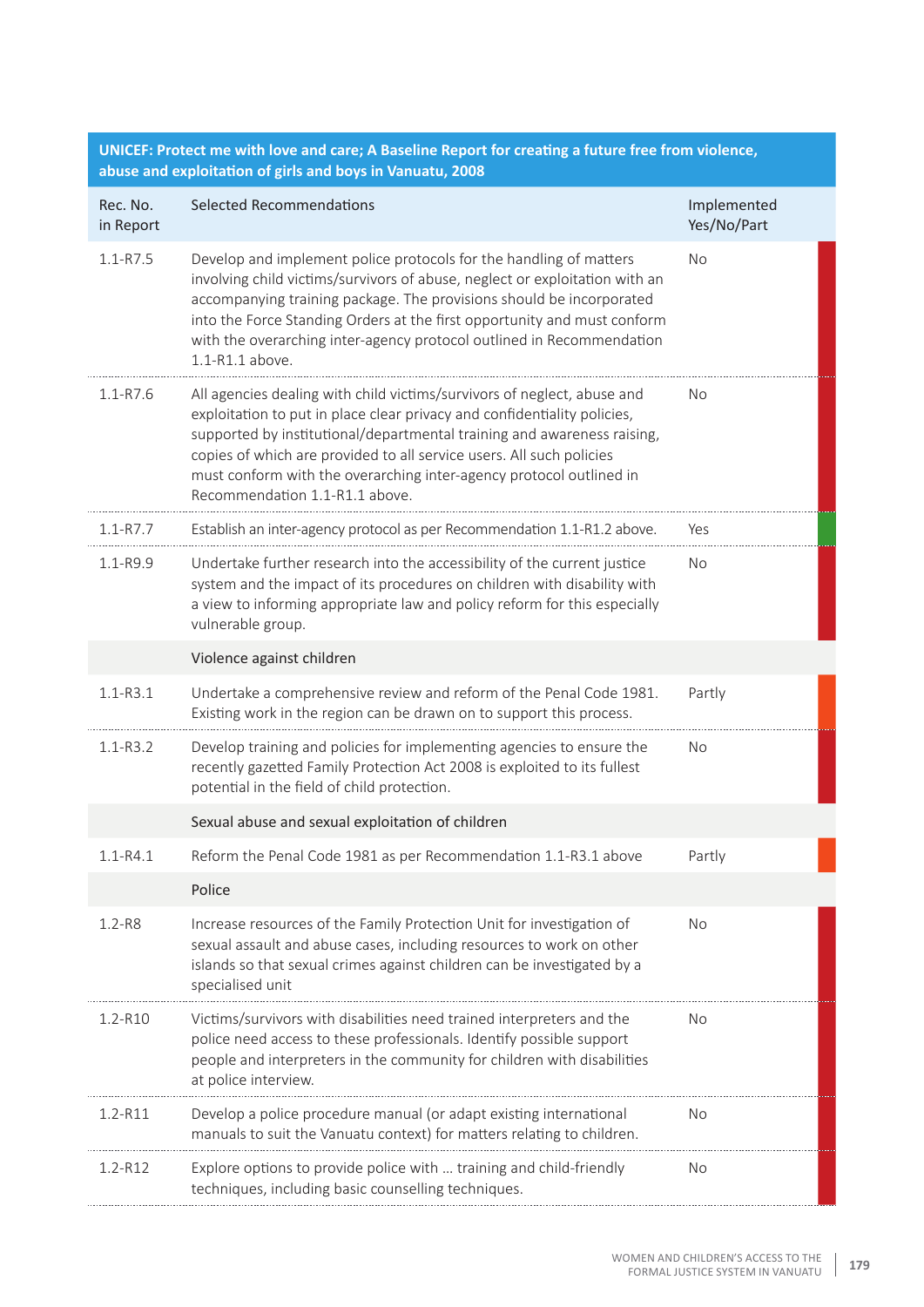| UNICEF: Protect me with love and care; A Baseline Report for creating a future free from violence, abuse and exploitation of girls and boys in Vanuatu, 2008 | | |
|---|---|---|
| Rec. No. in Report | Selected Recommendations | Implemented Yes/No/Part |
| 1.1-R7.5 | Develop and implement police protocols for the handling of matters involving child victims/survivors of abuse, neglect or exploitation with an accompanying training package. The provisions should be incorporated into the Force Standing Orders at the first opportunity and must conform with the overarching inter-agency protocol outlined in Recommendation 1.1-R1.1 above. | No |
| 1.1-R7.6 | All agencies dealing with child victims/survivors of neglect, abuse and exploitation to put in place clear privacy and confidentiality policies, supported by institutional/departmental training and awareness raising, copies of which are provided to all service users. All such policies must conform with the overarching inter-agency protocol outlined in Recommendation 1.1-R1.1 above. | No |
| 1.1-R7.7 | Establish an inter-agency protocol as per Recommendation 1.1-R1.2 above. | Yes |
| 1.1-R9.9 | Undertake further research into the accessibility of the current justice system and the impact of its procedures on children with disability with a view to informing appropriate law and policy reform for this especially vulnerable group. | No |
| | Violence against children | |
| 1.1-R3.1 | Undertake a comprehensive review and reform of the Penal Code 1981. Existing work in the region can be drawn on to support this process. | Partly |
| 1.1-R3.2 | Develop training and policies for implementing agencies to ensure the recently gazetted Family Protection Act 2008 is exploited to its fullest potential in the field of child protection. | No |
| | Sexual abuse and sexual exploitation of children | |
| 1.1-R4.1 | Reform the Penal Code 1981 as per Recommendation 1.1-R3.1 above | Partly |
| | Police | |
| 1.2-R8 | Increase resources of the Family Protection Unit for investigation of sexual assault and abuse cases, including resources to work on other islands so that sexual crimes against children can be investigated by a specialised unit | No |
| 1.2-R10 | Victims/survivors with disabilities need trained interpreters and the police need access to these professionals. Identify possible support people and interpreters in the community for children with disabilities at police interview. | No |
| 1.2-R11 | Develop a police procedure manual (or adapt existing international manuals to suit the Vanuatu context) for matters relating to children. | No |
| 1.2-R12 | Explore options to provide police with … training and child-friendly techniques, including basic counselling techniques. | No |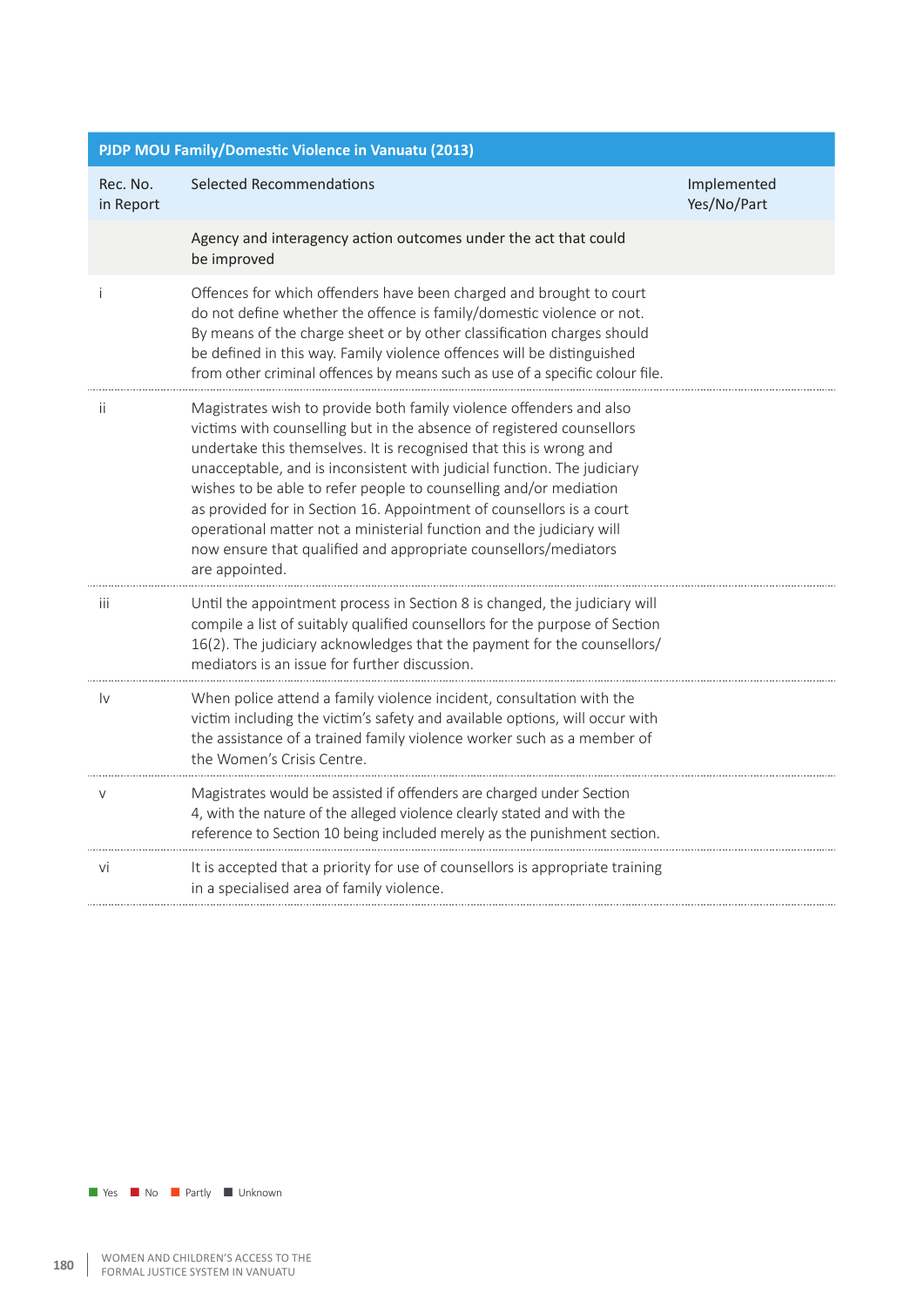| PJDP MOU Family/Domestic Violence in Vanuatu (2013) | | |
|---|---|---|
| Rec. No. in Report | Selected Recommendations | Implemented Yes/No/Part |
| | Agency and interagency action outcomes under the act that could be improved | |
| i | Offences for which offenders have been charged and brought to court do not define whether the offence is family/domestic violence or not. By means of the charge sheet or by other classification charges should be defined in this way. Family violence offences will be distinguished from other criminal offences by means such as use of a specific colour file. | |
| ii | Magistrates wish to provide both family violence offenders and also victims with counselling but in the absence of registered counsellors undertake this themselves. It is recognised that this is wrong and unacceptable, and is inconsistent with judicial function. The judiciary wishes to be able to refer people to counselling and/or mediation as provided for in Section 16. Appointment of counsellors is a court operational matter not a ministerial function and the judiciary will now ensure that qualified and appropriate counsellors/mediators are appointed. | |
| iii | Until the appointment process in Section 8 is changed, the judiciary will compile a list of suitably qualified counsellors for the purpose of Section 16(2). The judiciary acknowledges that the payment for the counsellors/ mediators is an issue for further discussion. | |
| Iv | When police attend a family violence incident, consultation with the victim including the victim's safety and available options, will occur with the assistance of a trained family violence worker such as a member of the Women's Crisis Centre. | |
| v | Magistrates would be assisted if offenders are charged under Section 4, with the nature of the alleged violence clearly stated and with the reference to Section 10 being included merely as the punishment section. | |
| vi | It is accepted that a priority for use of counsellors is appropriate training in a specialised area of family violence. | |

Yes No Partly Unknown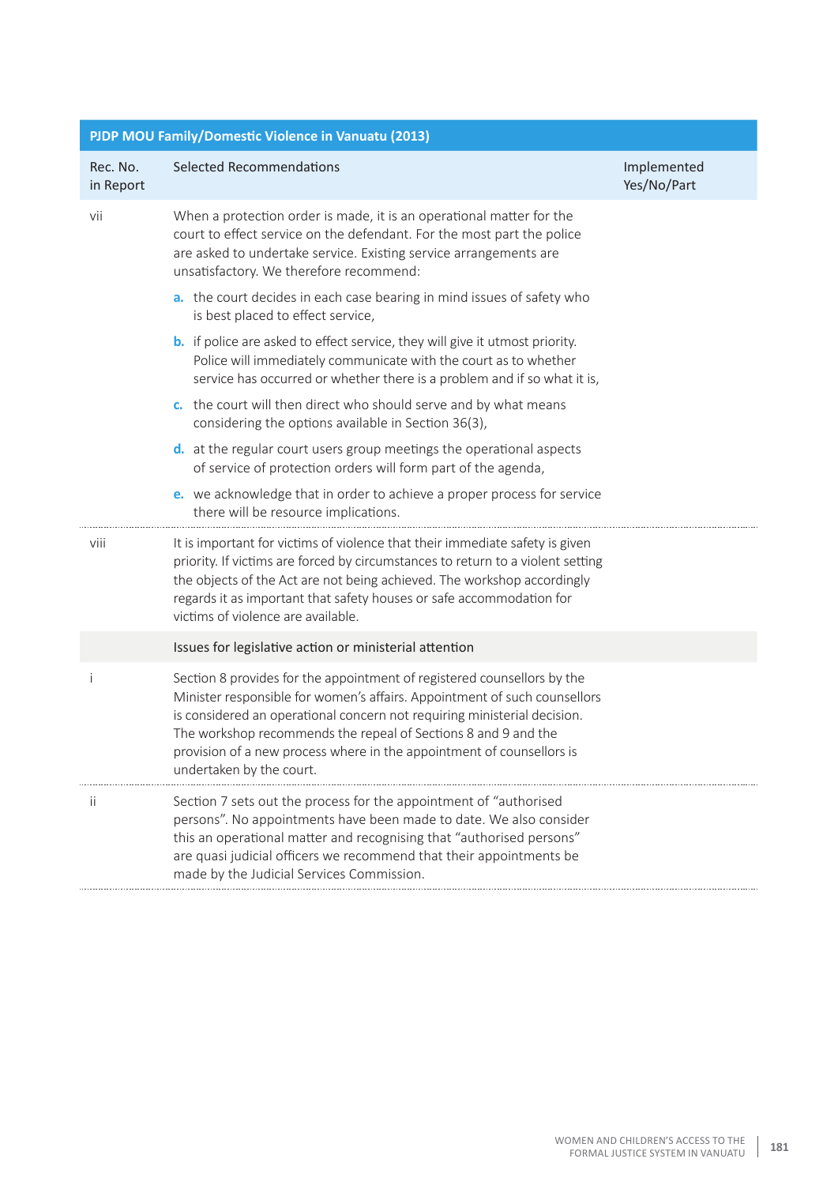| PJDP MOU Family/Domestic Violence in Vanuatu (2013) | | |
|---|---|---|
| Rec. No. in Report | Selected Recommendations | Implemented Yes/No/Part |
| vii | When a protection order is made, it is an operational matter for the court to effect service on the defendant. For the most part the police are asked to undertake service. Existing service arrangements are unsatisfactory. We therefore recommend:<br>**a.** the court decides in each case bearing in mind issues of safety who is best placed to effect service,<br>**b.** if police are asked to effect service, they will give it utmost priority. Police will immediately communicate with the court as to whether service has occurred or whether there is a problem and if so what it is,<br>**c.** the court will then direct who should serve and by what means considering the options available in Section 36(3),<br>**d.** at the regular court users group meetings the operational aspects of service of protection orders will form part of the agenda,<br>**e.** we acknowledge that in order to achieve a proper process for service there will be resource implications. | |
| viii | It is important for victims of violence that their immediate safety is given priority. If victims are forced by circumstances to return to a violent setting the objects of the Act are not being achieved. The workshop accordingly regards it as important that safety houses or safe accommodation for victims of violence are available. | |
| | Issues for legislative action or ministerial attention | |
| i | Section 8 provides for the appointment of registered counsellors by the Minister responsible for women's affairs. Appointment of such counsellors is considered an operational concern not requiring ministerial decision. The workshop recommends the repeal of Sections 8 and 9 and the provision of a new process where in the appointment of counsellors is undertaken by the court. | |
| ii | Section 7 sets out the process for the appointment of "authorised persons". No appointments have been made to date. We also consider this an operational matter and recognising that "authorised persons" are quasi judicial officers we recommend that their appointments be made by the Judicial Services Commission. | |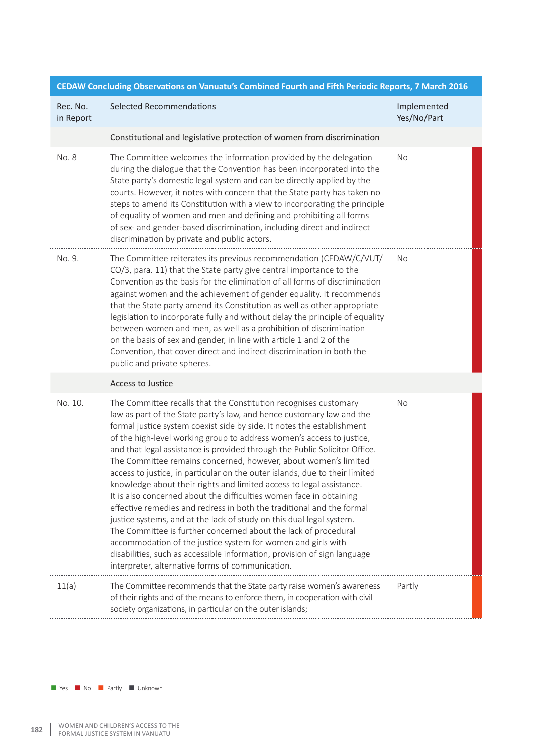| CEDAW Concluding Observations on Vanuatu's Combined Fourth and Fifth Periodic Reports, 7 March 2016 | | |
|---|---|---|
| Rec. No. in Report | Selected Recommendations | Implemented Yes/No/Part |
| | Constitutional and legislative protection of women from discrimination | |
| No. 8 | The Committee welcomes the information provided by the delegation during the dialogue that the Convention has been incorporated into the State party's domestic legal system and can be directly applied by the courts. However, it notes with concern that the State party has taken no steps to amend its Constitution with a view to incorporating the principle of equality of women and men and defining and prohibiting all forms of sex- and gender-based discrimination, including direct and indirect discrimination by private and public actors. | No |
| No. 9. | The Committee reiterates its previous recommendation (CEDAW/C/VUT/CO/3, para. 11) that the State party give central importance to the Convention as the basis for the elimination of all forms of discrimination against women and the achievement of gender equality. It recommends that the State party amend its Constitution as well as other appropriate legislation to incorporate fully and without delay the principle of equality between women and men, as well as a prohibition of discrimination on the basis of sex and gender, in line with article 1 and 2 of the Convention, that cover direct and indirect discrimination in both the public and private spheres. | No |
| | Access to Justice | |
| No. 10. | The Committee recalls that the Constitution recognises customary law as part of the State party's law, and hence customary law and the formal justice system coexist side by side. It notes the establishment of the high-level working group to address women's access to justice, and that legal assistance is provided through the Public Solicitor Office. The Committee remains concerned, however, about women's limited access to justice, in particular on the outer islands, due to their limited knowledge about their rights and limited access to legal assistance. It is also concerned about the difficulties women face in obtaining effective remedies and redress in both the traditional and the formal justice systems, and at the lack of study on this dual legal system. The Committee is further concerned about the lack of procedural accommodation of the justice system for women and girls with disabilities, such as accessible information, provision of sign language interpreter, alternative forms of communication. | No |
| 11(a) | The Committee recommends that the State party raise women's awareness of their rights and of the means to enforce them, in cooperation with civil society organizations, in particular on the outer islands; | Partly |

Yes | No | Partly | Unknown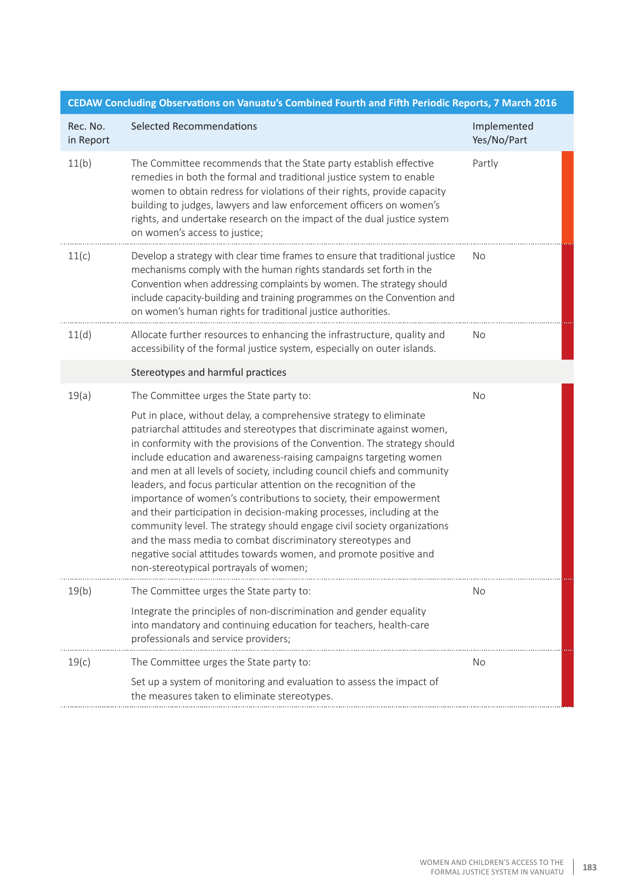| CEDAW Concluding Observations on Vanuatu's Combined Fourth and Fifth Periodic Reports, 7 March 2016 | | |
|---|---|---|
| Rec. No. in Report | Selected Recommendations | Implemented Yes/No/Part |
| 11(b) | The Committee recommends that the State party establish effective remedies in both the formal and traditional justice system to enable women to obtain redress for violations of their rights, provide capacity building to judges, lawyers and law enforcement officers on women's rights, and undertake research on the impact of the dual justice system on women's access to justice; | Partly |
| 11(c) | Develop a strategy with clear time frames to ensure that traditional justice mechanisms comply with the human rights standards set forth in the Convention when addressing complaints by women. The strategy should include capacity-building and training programmes on the Convention and on women's human rights for traditional justice authorities. | No |
| 11(d) | Allocate further resources to enhancing the infrastructure, quality and accessibility of the formal justice system, especially on outer islands. | No |
| | Stereotypes and harmful practices | |
| 19(a) | The Committee urges the State party to:<br><br>Put in place, without delay, a comprehensive strategy to eliminate patriarchal attitudes and stereotypes that discriminate against women, in conformity with the provisions of the Convention. The strategy should include education and awareness-raising campaigns targeting women and men at all levels of society, including council chiefs and community leaders, and focus particular attention on the recognition of the importance of women's contributions to society, their empowerment and their participation in decision-making processes, including at the community level. The strategy should engage civil society organizations and the mass media to combat discriminatory stereotypes and negative social attitudes towards women, and promote positive and non-stereotypical portrayals of women; | No |
| 19(b) | The Committee urges the State party to:<br><br>Integrate the principles of non-discrimination and gender equality into mandatory and continuing education for teachers, health-care professionals and service providers; | No |
| 19(c) | The Committee urges the State party to:<br><br>Set up a system of monitoring and evaluation to assess the impact of the measures taken to eliminate stereotypes. | No |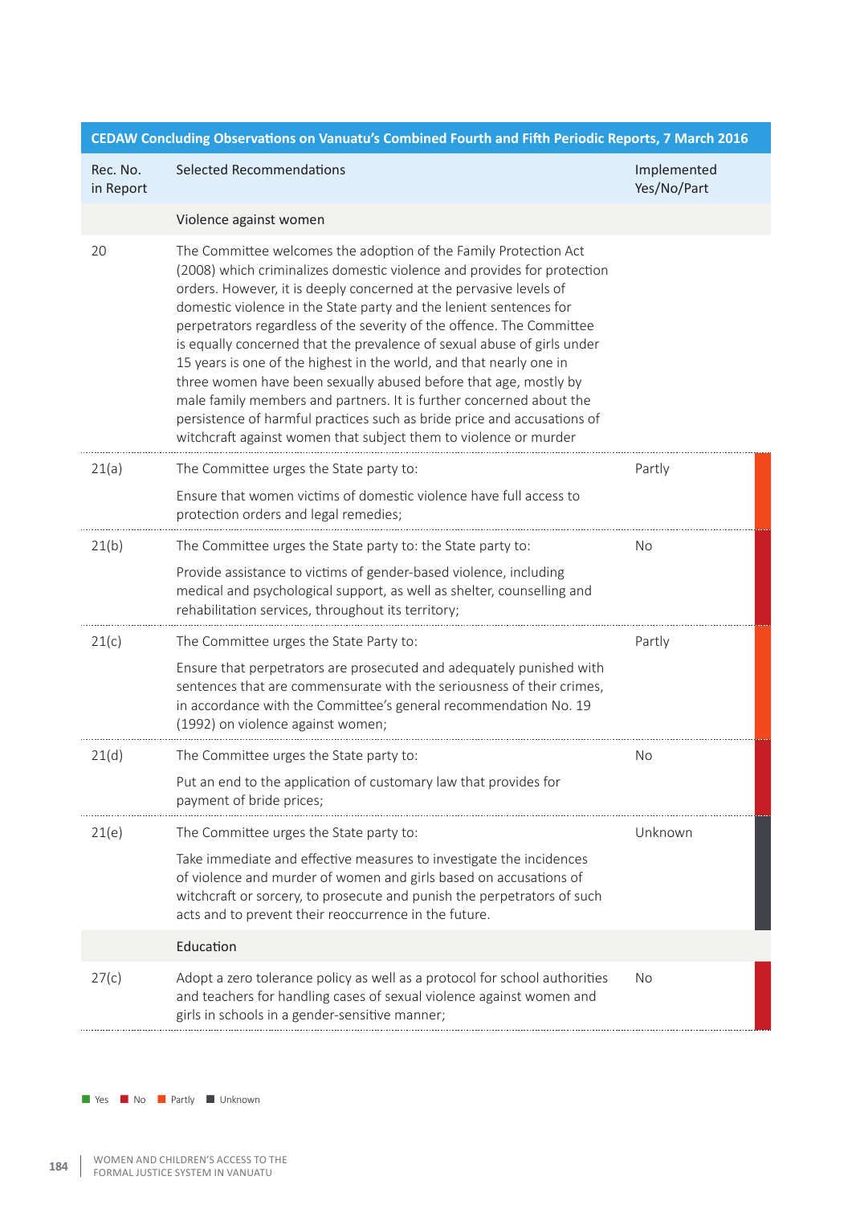| CEDAW Concluding Observations on Vanuatu's Combined Fourth and Fifth Periodic Reports, 7 March 2016 | | |
|---|---|---|
| Rec. No. in Report | Selected Recommendations | Implemented Yes/No/Part |
| | Violence against women | |
| 20 | The Committee welcomes the adoption of the Family Protection Act (2008) which criminalizes domestic violence and provides for protection orders. However, it is deeply concerned at the pervasive levels of domestic violence in the State party and the lenient sentences for perpetrators regardless of the severity of the offence. The Committee is equally concerned that the prevalence of sexual abuse of girls under 15 years is one of the highest in the world, and that nearly one in three women have been sexually abused before that age, mostly by male family members and partners. It is further concerned about the persistence of harmful practices such as bride price and accusations of witchcraft against women that subject them to violence or murder | |
| 21(a) | The Committee urges the State party to:<br><br>Ensure that women victims of domestic violence have full access to protection orders and legal remedies; | Partly |
| 21(b) | The Committee urges the State party to: the State party to:<br><br>Provide assistance to victims of gender-based violence, including medical and psychological support, as well as shelter, counselling and rehabilitation services, throughout its territory; | No |
| 21(c) | The Committee urges the State Party to:<br><br>Ensure that perpetrators are prosecuted and adequately punished with sentences that are commensurate with the seriousness of their crimes, in accordance with the Committee's general recommendation No. 19 (1992) on violence against women; | Partly |
| 21(d) | The Committee urges the State party to:<br><br>Put an end to the application of customary law that provides for payment of bride prices; | No |
| 21(e) | The Committee urges the State party to:<br><br>Take immediate and effective measures to investigate the incidences of violence and murder of women and girls based on accusations of witchcraft or sorcery, to prosecute and punish the perpetrators of such acts and to prevent their reoccurrence in the future. | Unknown |
| | Education | |
| 27(c) | Adopt a zero tolerance policy as well as a protocol for school authorities and teachers for handling cases of sexual violence against women and girls in schools in a gender-sensitive manner; | No |

Yes | No | Partly | Unknown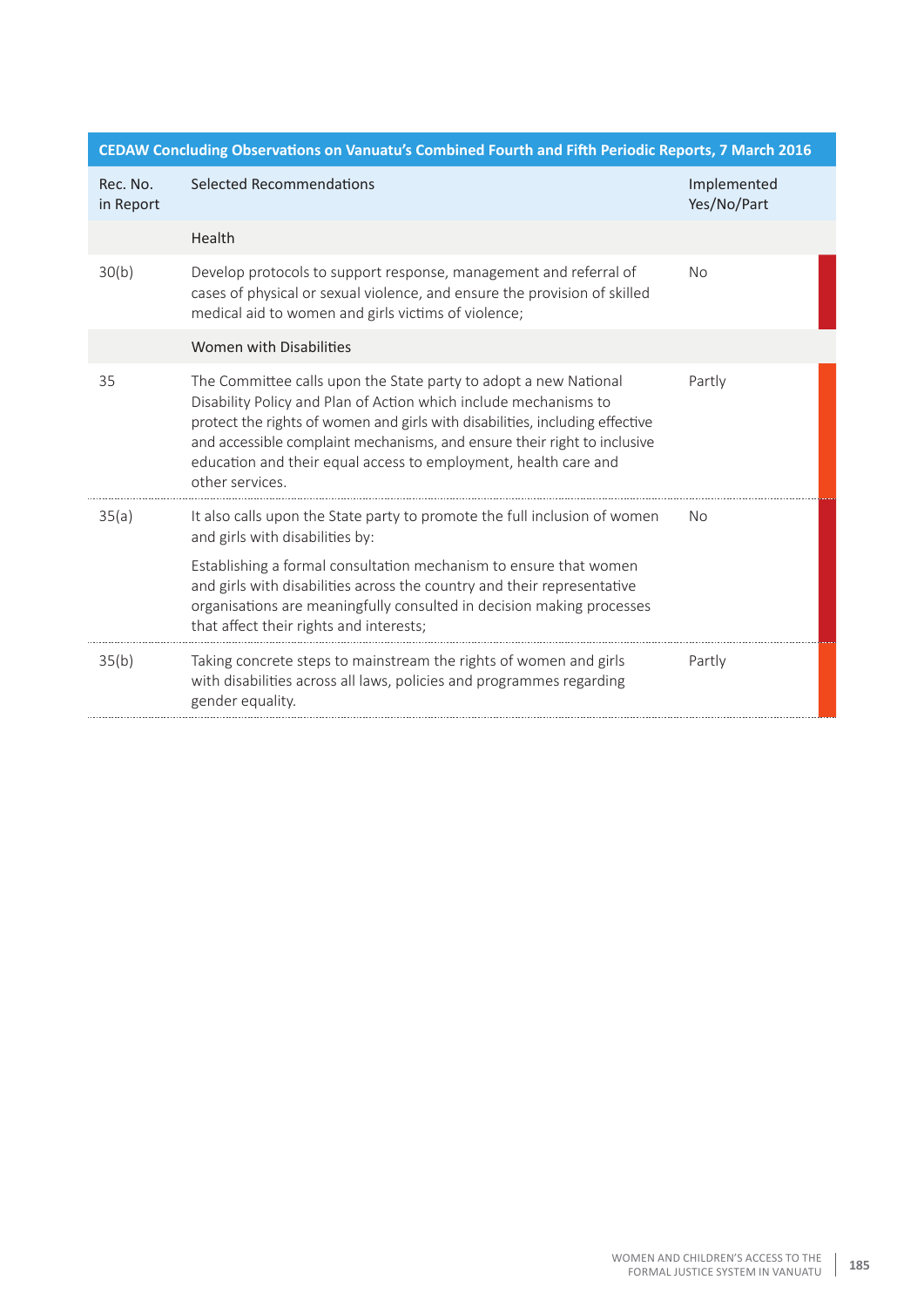| CEDAW Concluding Observations on Vanuatu's Combined Fourth and Fifth Periodic Reports, 7 March 2016 | | |
|---|---|---|
| Rec. No. in Report | Selected Recommendations | Implemented Yes/No/Part |
| | Health | |
| 30(b) | Develop protocols to support response, management and referral of cases of physical or sexual violence, and ensure the provision of skilled medical aid to women and girls victims of violence; | No |
| | Women with Disabilities | |
| 35 | The Committee calls upon the State party to adopt a new National Disability Policy and Plan of Action which include mechanisms to protect the rights of women and girls with disabilities, including effective and accessible complaint mechanisms, and ensure their right to inclusive education and their equal access to employment, health care and other services. | Partly |
| 35(a) | It also calls upon the State party to promote the full inclusion of women and girls with disabilities by:<br><br>Establishing a formal consultation mechanism to ensure that women and girls with disabilities across the country and their representative organisations are meaningfully consulted in decision making processes that affect their rights and interests; | No |
| 35(b) | Taking concrete steps to mainstream the rights of women and girls with disabilities across all laws, policies and programmes regarding gender equality. | Partly |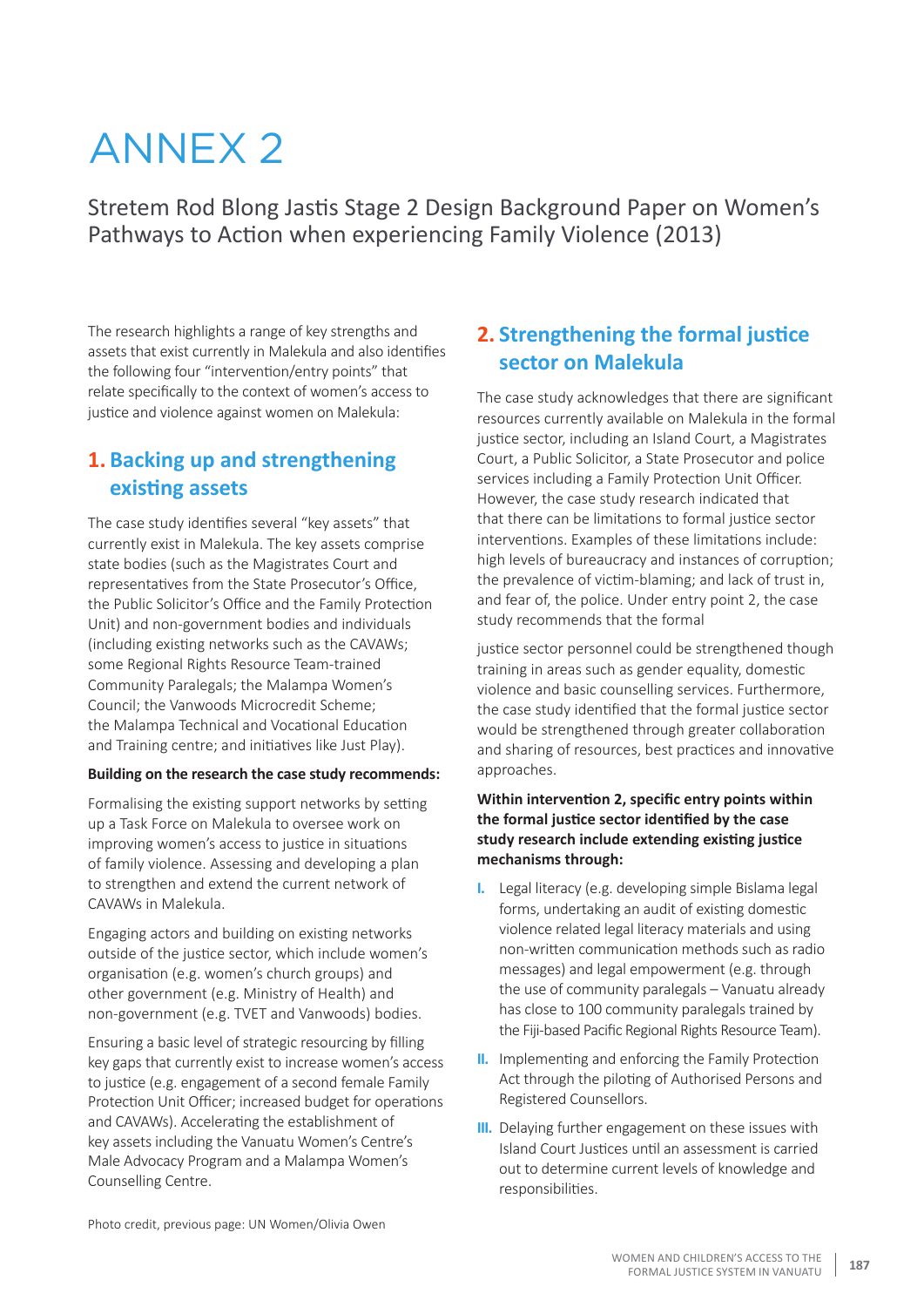# ANNEX 2

## Stretem Rod Blong Jastis Stage 2 Design Background Paper on Women's Pathways to Action when experiencing Family Violence (2013)

The research highlights a range of key strengths and assets that exist currently in Malekula and also identifies the following four "intervention/entry points" that relate specifically to the context of women's access to justice and violence against women on Malekula:

### 1. Backing up and strengthening existing assets

The case study identifies several "key assets" that currently exist in Malekula. The key assets comprise state bodies (such as the Magistrates Court and representatives from the State Prosecutor's Office, the Public Solicitor's Office and the Family Protection Unit) and non-government bodies and individuals (including existing networks such as the CAVAWs; some Regional Rights Resource Team-trained Community Paralegals; the Malampa Women's Council; the Vanwoods Microcredit Scheme; the Malampa Technical and Vocational Education and Training centre; and initiatives like Just Play).

**Building on the research the case study recommends:**

Formalising the existing support networks by setting up a Task Force on Malekula to oversee work on improving women's access to justice in situations of family violence. Assessing and developing a plan to strengthen and extend the current network of CAVAWs in Malekula.

Engaging actors and building on existing networks outside of the justice sector, which include women's organisation (e.g. women's church groups) and other government (e.g. Ministry of Health) and non-government (e.g. TVET and Vanwoods) bodies.

Ensuring a basic level of strategic resourcing by filling key gaps that currently exist to increase women's access to justice (e.g. engagement of a second female Family Protection Unit Officer; increased budget for operations and CAVAWs). Accelerating the establishment of key assets including the Vanuatu Women's Centre's Male Advocacy Program and a Malampa Women's Counselling Centre.

Photo credit, previous page: UN Women/Olivia Owen

### 2. Strengthening the formal justice sector on Malekula

The case study acknowledges that there are significant resources currently available on Malekula in the formal justice sector, including an Island Court, a Magistrates Court, a Public Solicitor, a State Prosecutor and police services including a Family Protection Unit Officer. However, the case study research indicated that that there can be limitations to formal justice sector interventions. Examples of these limitations include: high levels of bureaucracy and instances of corruption; the prevalence of victim-blaming; and lack of trust in, and fear of, the police. Under entry point 2, the case study recommends that the formal

justice sector personnel could be strengthened though training in areas such as gender equality, domestic violence and basic counselling services. Furthermore, the case study identified that the formal justice sector would be strengthened through greater collaboration and sharing of resources, best practices and innovative approaches.

**Within intervention 2, specific entry points within the formal justice sector identified by the case study research include extending existing justice mechanisms through:**

I. Legal literacy (e.g. developing simple Bislama legal forms, undertaking an audit of existing domestic violence related legal literacy materials and using non-written communication methods such as radio messages) and legal empowerment (e.g. through the use of community paralegals – Vanuatu already has close to 100 community paralegals trained by the Fiji-based Pacific Regional Rights Resource Team).

II. Implementing and enforcing the Family Protection Act through the piloting of Authorised Persons and Registered Counsellors.

III. Delaying further engagement on these issues with Island Court Justices until an assessment is carried out to determine current levels of knowledge and responsibilities.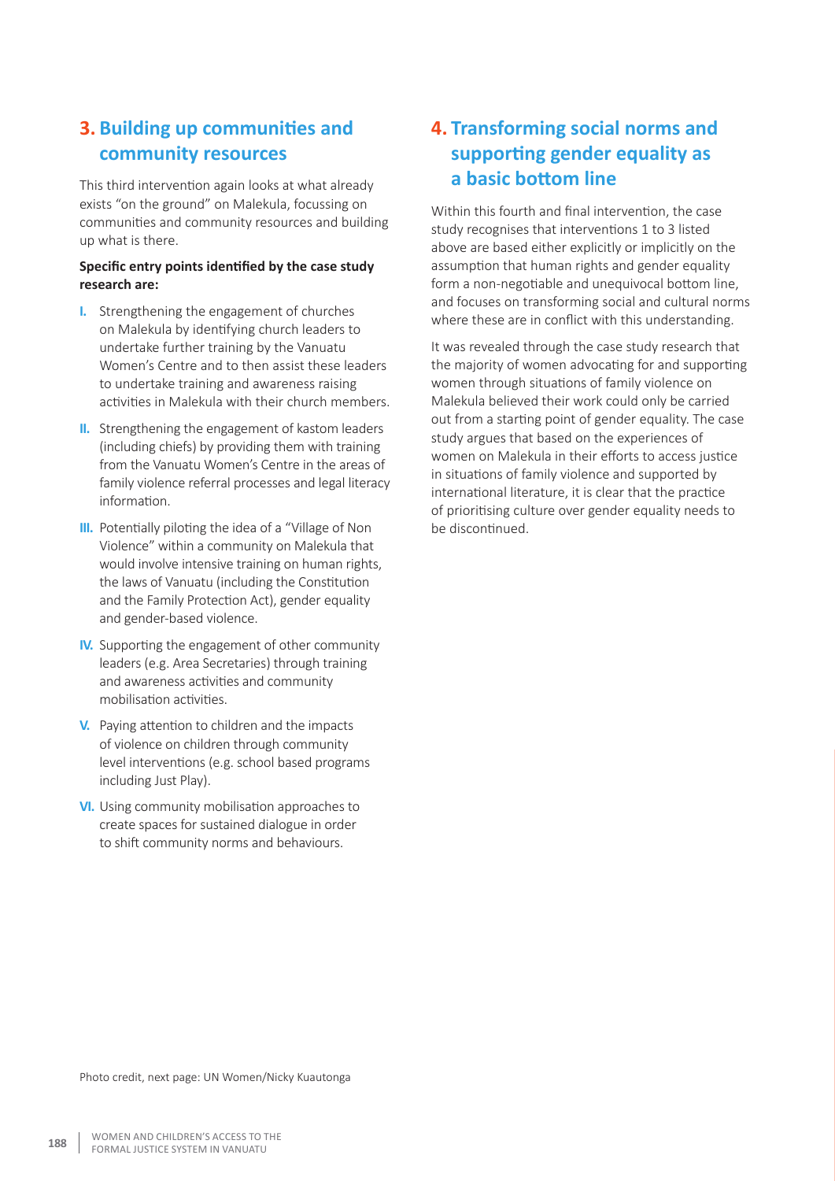## 3. Building up communities and community resources

This third intervention again looks at what already exists "on the ground" on Malekula, focussing on communities and community resources and building up what is there.

**Specific entry points identified by the case study research are:**

I. Strengthening the engagement of churches on Malekula by identifying church leaders to undertake further training by the Vanuatu Women's Centre and to then assist these leaders to undertake training and awareness raising activities in Malekula with their church members.

II. Strengthening the engagement of kastom leaders (including chiefs) by providing them with training from the Vanuatu Women's Centre in the areas of family violence referral processes and legal literacy information.

III. Potentially piloting the idea of a "Village of Non Violence" within a community on Malekula that would involve intensive training on human rights, the laws of Vanuatu (including the Constitution and the Family Protection Act), gender equality and gender-based violence.

IV. Supporting the engagement of other community leaders (e.g. Area Secretaries) through training and awareness activities and community mobilisation activities.

V. Paying attention to children and the impacts of violence on children through community level interventions (e.g. school based programs including Just Play).

VI. Using community mobilisation approaches to create spaces for sustained dialogue in order to shift community norms and behaviours.

## 4. Transforming social norms and supporting gender equality as a basic bottom line

Within this fourth and final intervention, the case study recognises that interventions 1 to 3 listed above are based either explicitly or implicitly on the assumption that human rights and gender equality form a non-negotiable and unequivocal bottom line, and focuses on transforming social and cultural norms where these are in conflict with this understanding.

It was revealed through the case study research that the majority of women advocating for and supporting women through situations of family violence on Malekula believed their work could only be carried out from a starting point of gender equality. The case study argues that based on the experiences of women on Malekula in their efforts to access justice in situations of family violence and supported by international literature, it is clear that the practice of prioritising culture over gender equality needs to be discontinued.

Photo credit, next page: UN Women/Nicky Kuautonga